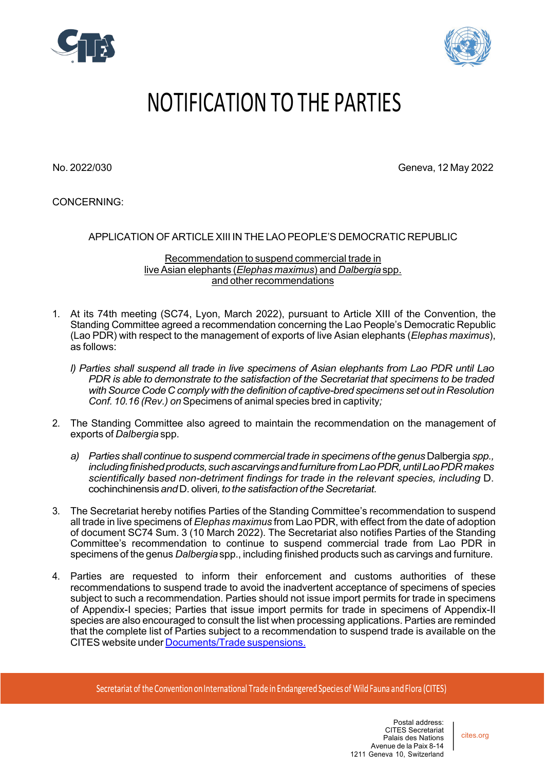// NOTIFICATION TO THE PARTIES

No. 2022/030

Geneva, 12 May 2022

CONCERNING:

APPLICATION OF ARTICLE XIII IN THE LAO PEOPLE'S DEMOCRATIC REPUBLIC

Recommendation to suspend commercial trade in live Asian elephants (*Elephas maximus*) and *Dalbergia* spp. and other recommendations

1. At its 74th meeting (SC74, Lyon, March 2022), pursuant to Article XIII of the Convention, the Standing Committee agreed a recommendation concerning the Lao People's Democratic Republic (Lao PDR) with respect to the management of exports of live Asian elephants (*Elephas maximus*), as follows:

   *l) Parties shall suspend all trade in live specimens of Asian elephants from Lao PDR until Lao PDR is able to demonstrate to the satisfaction of the Secretariat that specimens to be traded with Source Code C comply with the definition of captive-bred specimens set out in Resolution Conf. 10.16 (Rev.) on* Specimens of animal species bred in captivity*;*

2. The Standing Committee also agreed to maintain the recommendation on the management of exports of *Dalbergia* spp.

   *a) Parties shall continue to suspend commercial trade in specimens of the genus* Dalbergia *spp., including finished products, such as carvings and furniture from Lao PDR, until Lao PDR makes scientifically based non-detriment findings for trade in the relevant species, including* D. cochinchinensis *and* D. oliveri*, to the satisfaction of the Secretariat.*

3. The Secretariat hereby notifies Parties of the Standing Committee's recommendation to suspend all trade in live specimens of *Elephas maximus* from Lao PDR, with effect from the date of adoption of document SC74 Sum. 3 (10 March 2022). The Secretariat also notifies Parties of the Standing Committee's recommendation to continue to suspend commercial trade from Lao PDR in specimens of the genus *Dalbergia* spp., including finished products such as carvings and furniture.

4. Parties are requested to inform their enforcement and customs authorities of these recommendations to suspend trade to avoid the inadvertent acceptance of specimens of species subject to such a recommendation. Parties should not issue import permits for trade in specimens of Appendix-I species; Parties that issue import permits for trade in specimens of Appendix-II species are also encouraged to consult the list when processing applications. Parties are reminded that the complete list of Parties subject to a recommendation to suspend trade is available on the CITES website under Documents/Trade suspensions.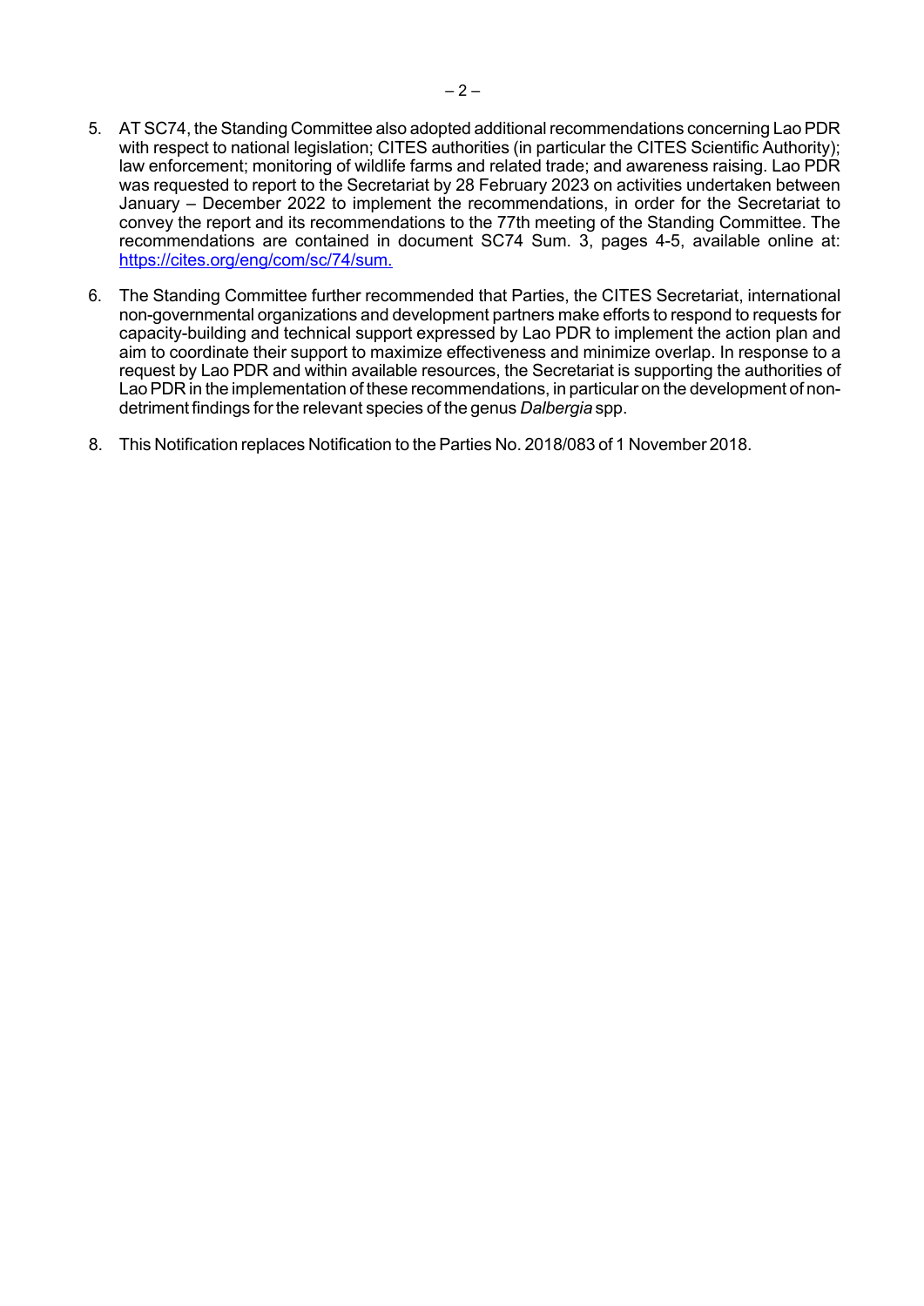5. AT SC74, the Standing Committee also adopted additional recommendations concerning Lao PDR with respect to national legislation; CITES authorities (in particular the CITES Scientific Authority); law enforcement; monitoring of wildlife farms and related trade; and awareness raising. Lao PDR was requested to report to the Secretariat by 28 February 2023 on activities undertaken between January – December 2022 to implement the recommendations, in order for the Secretariat to convey the report and its recommendations to the 77th meeting of the Standing Committee. The recommendations are contained in document SC74 Sum. 3, pages 4-5, available online at: https://cites.org/eng/com/sc/74/sum.

6. The Standing Committee further recommended that Parties, the CITES Secretariat, international non-governmental organizations and development partners make efforts to respond to requests for capacity-building and technical support expressed by Lao PDR to implement the action plan and aim to coordinate their support to maximize effectiveness and minimize overlap. In response to a request by Lao PDR and within available resources, the Secretariat is supporting the authorities of Lao PDR in the implementation of these recommendations, in particular on the development of non-detriment findings for the relevant species of the genus *Dalbergia* spp.

8. This Notification replaces Notification to the Parties No. 2018/083 of 1 November 2018.